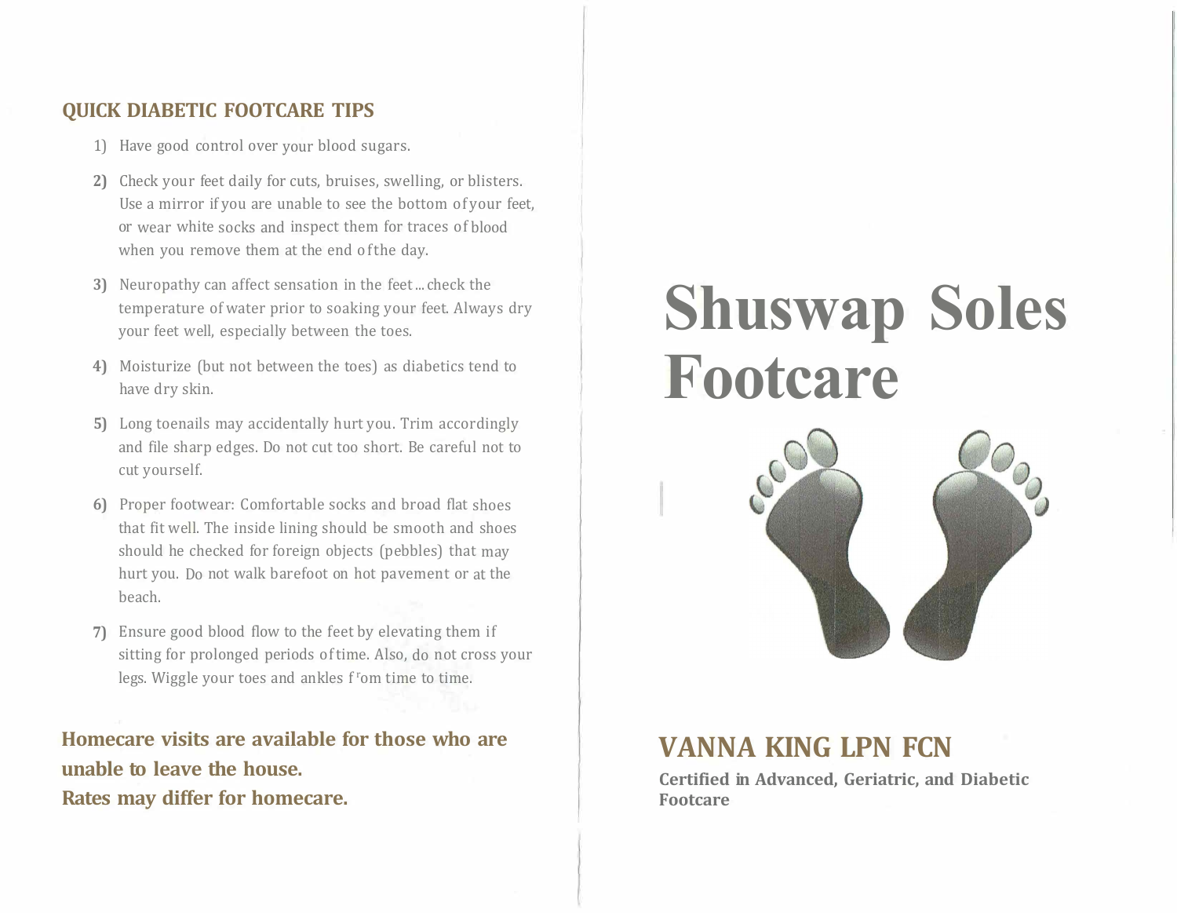## QUICK DIABETIC FOOTCARE TIPS

1) Have good control over your blood sugars.
2) Check your feet daily for cuts, bruises, swelling, or blisters. Use a mirror if you are unable to see the bottom of your feet, or wear white socks and inspect them for traces of blood when you remove them at the end of the day.
3) Neuropathy can affect sensation in the feet ... check the temperature of water prior to soaking your feet. Always dry your feet well, especially between the toes.
4) Moisturize (but not between the toes) as diabetics tend to have dry skin.
5) Long toenails may accidentally hurt you. Trim accordingly and file sharp edges. Do not cut too short. Be careful not to cut yourself.
6) Proper footwear: Comfortable socks and broad flat shoes that fit well. The inside lining should be smooth and shoes should he checked for foreign objects (pebbles) that may hurt you. Do not walk barefoot on hot pavement or at the beach.
7) Ensure good blood flow to the feet by elevating them if sitting for prolonged periods of time. Also, do not cross your legs. Wiggle your toes and ankles from time to time.

**Homecare visits are available for those who are unable to leave the house.**
**Rates may differ for homecare.**

# Shuswap Soles Footcare

## VANNA KING LPN FCN

**Certified in Advanced, Geriatric, and Diabetic Footcare**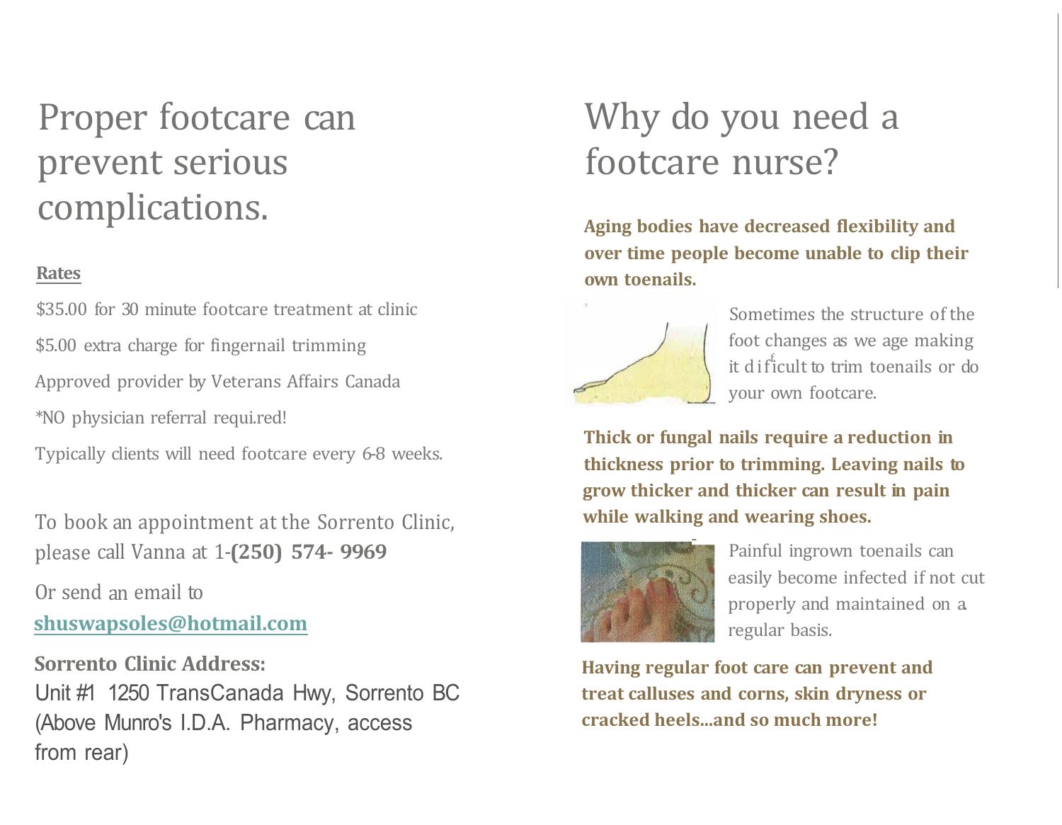# Proper footcare can prevent serious complications.

**Rates**

$35.00 for 30 minute footcare treatment at clinic

$5.00 extra charge for fingernail trimming

Approved provider by Veterans Affairs Canada

*NO physician referral requi.red!

Typically clients will need footcare every 6-8 weeks.

To book an appointment at the Sorrento Clinic, please call Vanna at 1-**(250) 574- 9969**

Or send an email to **shuswapsoles@hotmail.com**

**Sorrento Clinic Address:**
Unit #1 1250 TransCanada Hwy, Sorrento BC (Above Munro's I.D.A. Pharmacy, access from rear)

# Why do you need a footcare nurse?

**Aging bodies have decreased flexibility and over time people become unable to clip their own toenails.**

Sometimes the structure of the foot changes as we age making it dificult to trim toenails or do your own footcare.

**Thick or fungal nails require a reduction in thickness prior to trimming. Leaving nails to grow thicker and thicker can result in pain while walking and wearing shoes.**

Painful ingrown toenails can easily become infected if not cut properly and maintained on a regular basis.

**Having regular foot care can prevent and treat calluses and corns, skin dryness or cracked heels...and so much more!**